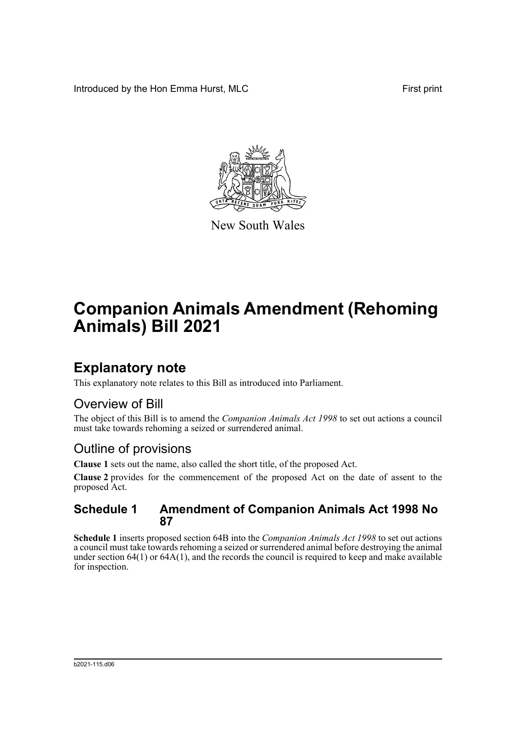Introduced by the Hon Emma Hurst, MLC

First print

New South Wales

# Companion Animals Amendment (Rehoming Animals) Bill 2021

## Explanatory note

This explanatory note relates to this Bill as introduced into Parliament.

### Overview of Bill

The object of this Bill is to amend the *Companion Animals Act 1998* to set out actions a council must take towards rehoming a seized or surrendered animal.

### Outline of provisions

**Clause 1** sets out the name, also called the short title, of the proposed Act.

**Clause 2** provides for the commencement of the proposed Act on the date of assent to the proposed Act.

#### Schedule 1 Amendment of Companion Animals Act 1998 No 87

**Schedule 1** inserts proposed section 64B into the *Companion Animals Act 1998* to set out actions a council must take towards rehoming a seized or surrendered animal before destroying the animal under section 64(1) or 64A(1), and the records the council is required to keep and make available for inspection.

b2021-115.d06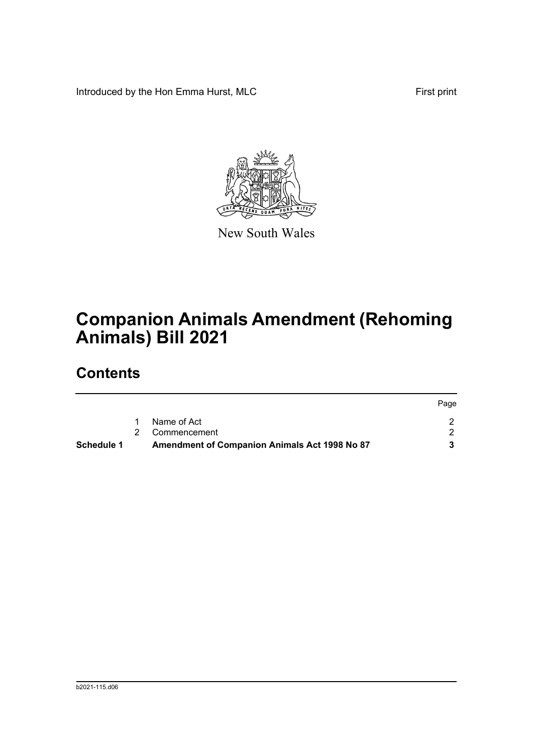Introduced by the Hon Emma Hurst, MLC

First print

New South Wales

# Companion Animals Amendment (Rehoming Animals) Bill 2021

## Contents

| | | | Page |
|---|---|---|---|
| | 1 | Name of Act | 2 |
| | 2 | Commencement | 2 |
| **Schedule 1** | | **Amendment of Companion Animals Act 1998 No 87** | **3** |

b2021-115.d06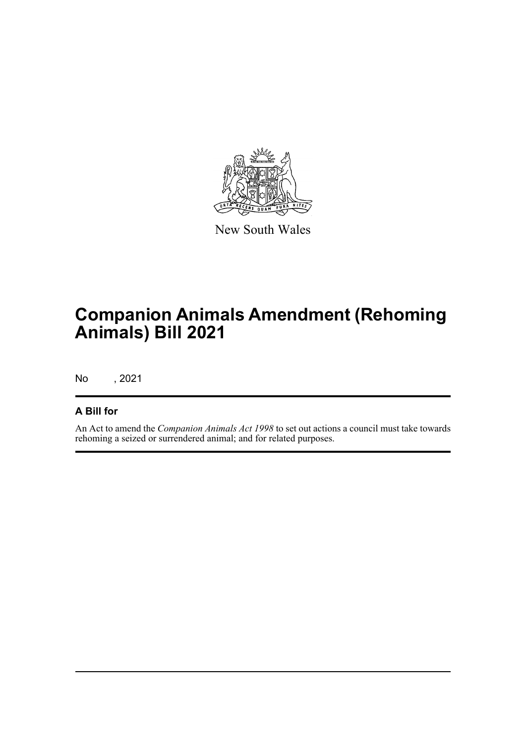New South Wales

# Companion Animals Amendment (Rehoming Animals) Bill 2021

No , 2021

## A Bill for

An Act to amend the *Companion Animals Act 1998* to set out actions a council must take towards rehoming a seized or surrendered animal; and for related purposes.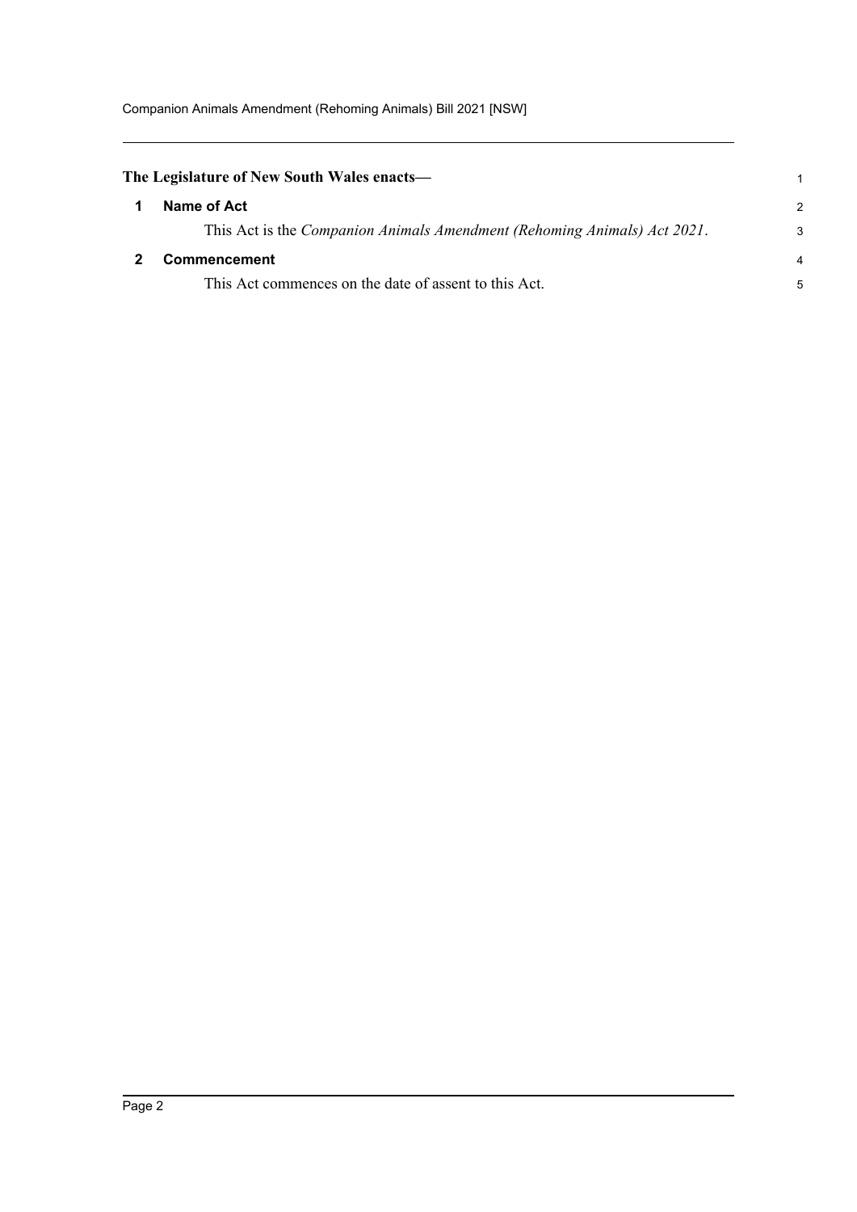**The Legislature of New South Wales enacts—**

## 1 Name of Act

This Act is the *Companion Animals Amendment (Rehoming Animals) Act 2021*.

## 2 Commencement

This Act commences on the date of assent to this Act.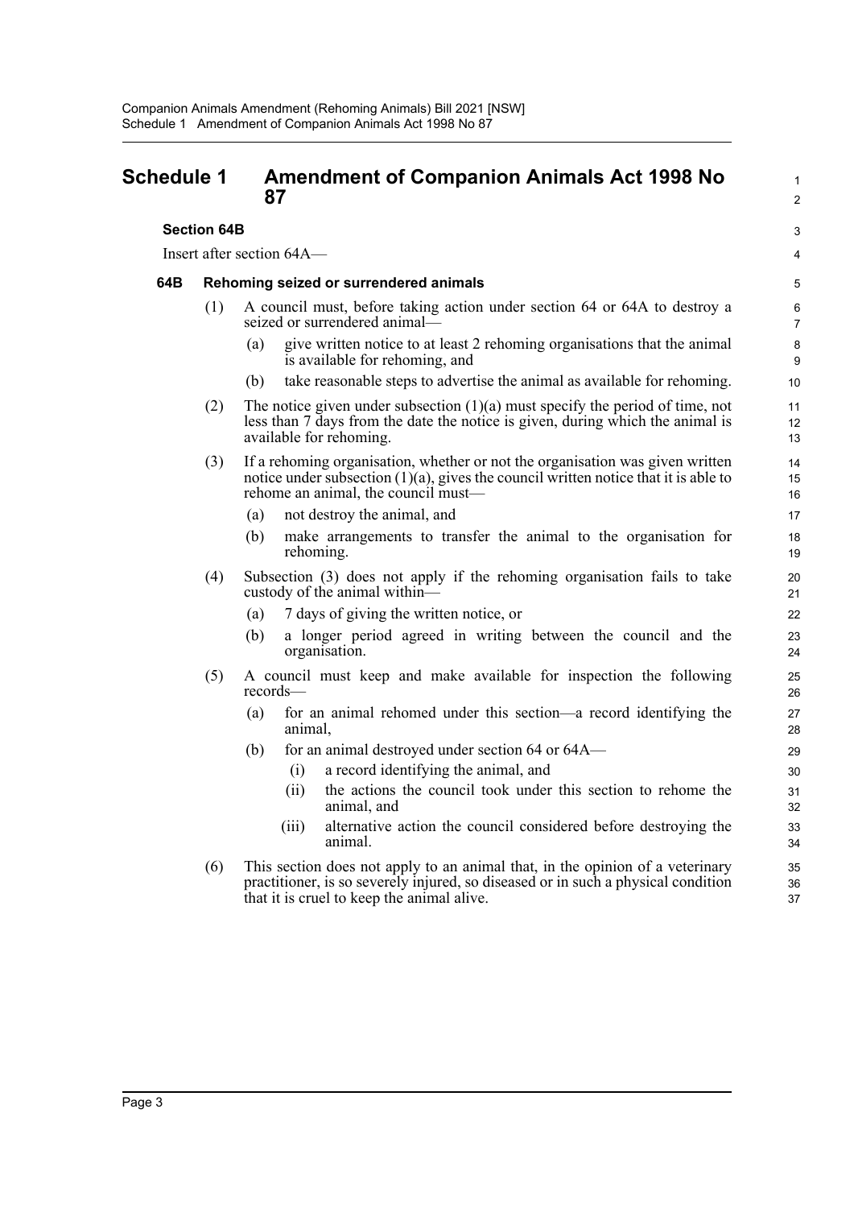# Schedule 1 Amendment of Companion Animals Act 1998 No 87

**Section 64B**

Insert after section 64A—

**64B Rehoming seized or surrendered animals**

(1) A council must, before taking action under section 64 or 64A to destroy a seized or surrendered animal—

(a) give written notice to at least 2 rehoming organisations that the animal is available for rehoming, and

(b) take reasonable steps to advertise the animal as available for rehoming.

(2) The notice given under subsection (1)(a) must specify the period of time, not less than 7 days from the date the notice is given, during which the animal is available for rehoming.

(3) If a rehoming organisation, whether or not the organisation was given written notice under subsection (1)(a), gives the council written notice that it is able to rehome an animal, the council must—

(a) not destroy the animal, and

(b) make arrangements to transfer the animal to the organisation for rehoming.

(4) Subsection (3) does not apply if the rehoming organisation fails to take custody of the animal within—

(a) 7 days of giving the written notice, or

(b) a longer period agreed in writing between the council and the organisation.

(5) A council must keep and make available for inspection the following records—

(a) for an animal rehomed under this section—a record identifying the animal,

(b) for an animal destroyed under section 64 or 64A—

(i) a record identifying the animal, and

(ii) the actions the council took under this section to rehome the animal, and

(iii) alternative action the council considered before destroying the animal.

(6) This section does not apply to an animal that, in the opinion of a veterinary practitioner, is so severely injured, so diseased or in such a physical condition that it is cruel to keep the animal alive.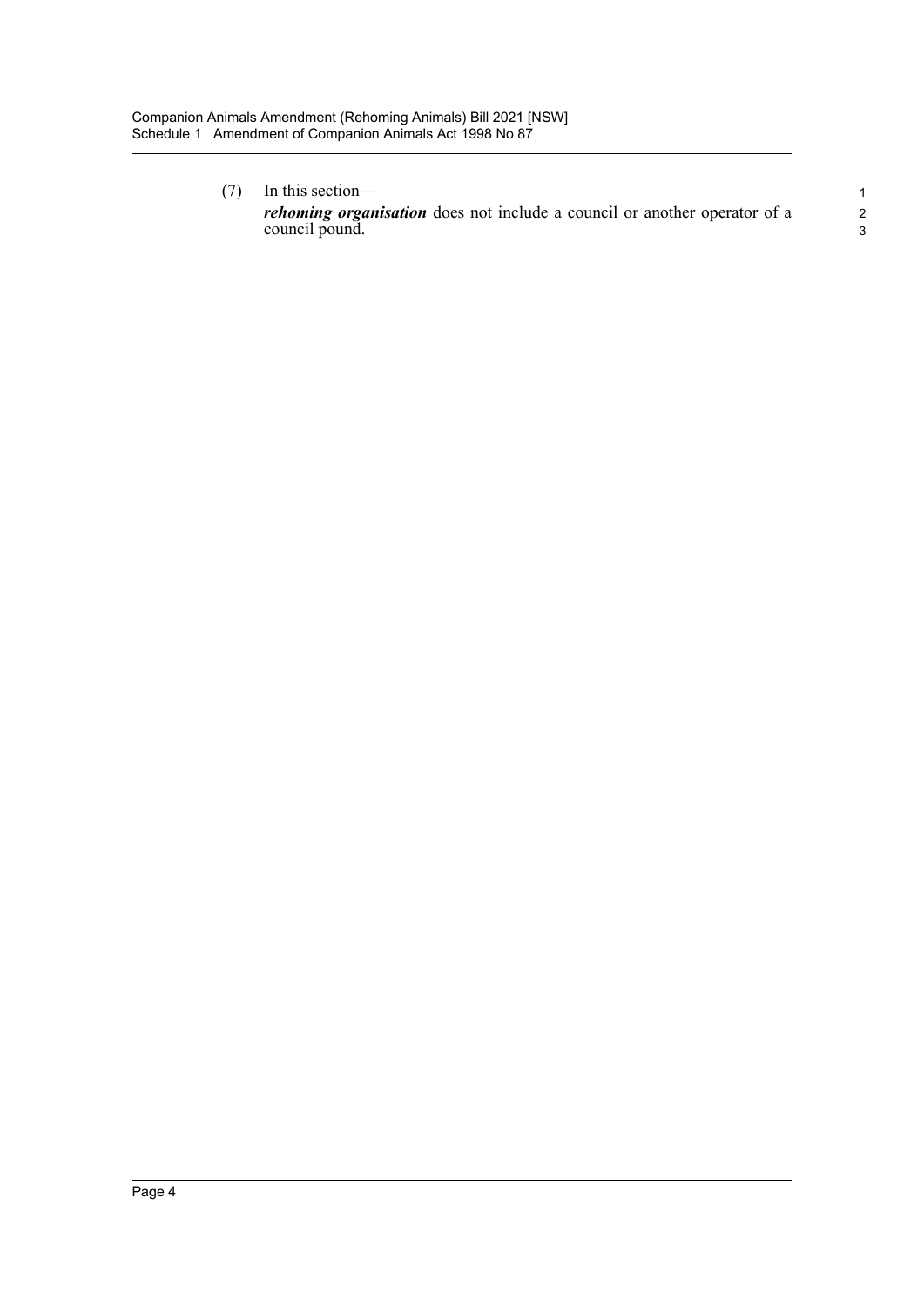(7) In this section—

***rehoming organisation*** does not include a council or another operator of a council pound.